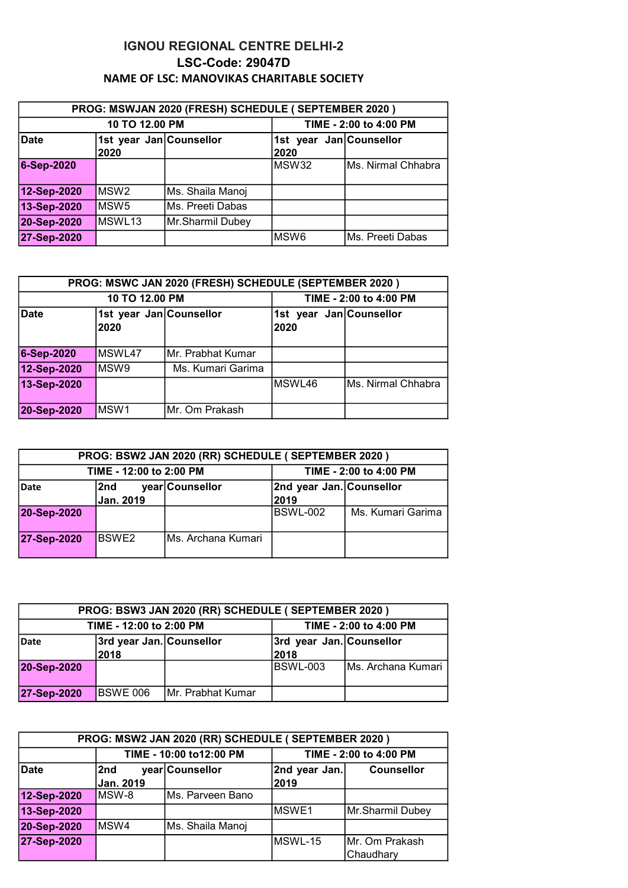## IGNOU REGIONAL CENTRE DELHI-2

### LSC-Code: 29047D

**NAME OF LSC: MANOVIKAS CHARITABLE SOCIETY**

| PROG: MSWJAN 2020 (FRESH) SCHEDULE ( SEPTEMBER 2020 ) | | | | |
|---|---|---|---|---|
| 10 TO 12.00 PM | | | TIME - 2:00 to 4:00 PM | |
| Date | 1st year Jan 2020 | Counsellor | 1st year Jan 2020 | Counsellor |
| 6-Sep-2020 | | | MSW32 | Ms. Nirmal Chhabra |
| 12-Sep-2020 | MSW2 | Ms. Shaila Manoj | | |
| 13-Sep-2020 | MSW5 | Ms. Preeti Dabas | | |
| 20-Sep-2020 | MSWL13 | Mr.Sharmil Dubey | | |
| 27-Sep-2020 | | | MSW6 | Ms. Preeti Dabas |

| PROG: MSWC JAN 2020 (FRESH) SCHEDULE (SEPTEMBER 2020 ) | | | | |
|---|---|---|---|---|
| 10 TO 12.00 PM | | | TIME - 2:00 to 4:00 PM | |
| Date | 1st year Jan 2020 | Counsellor | 1st year Jan 2020 | Counsellor |
| 6-Sep-2020 | MSWL47 | Mr. Prabhat Kumar | | |
| 12-Sep-2020 | MSW9 | Ms. Kumari Garima | | |
| 13-Sep-2020 | | | MSWL46 | Ms. Nirmal Chhabra |
| 20-Sep-2020 | MSW1 | Mr. Om Prakash | | |

| PROG: BSW2 JAN 2020 (RR) SCHEDULE ( SEPTEMBER 2020 ) | | | | |
|---|---|---|---|---|
| TIME - 12:00 to 2:00 PM | | | TIME - 2:00 to 4:00 PM | |
| Date | 2nd year Jan. 2019 | Counsellor | 2nd year Jan. 2019 | Counsellor |
| 20-Sep-2020 | | | BSWL-002 | Ms. Kumari Garima |
| 27-Sep-2020 | BSWE2 | Ms. Archana Kumari | | |

| PROG: BSW3 JAN 2020 (RR) SCHEDULE ( SEPTEMBER 2020 ) | | | | |
|---|---|---|---|---|
| TIME - 12:00 to 2:00 PM | | | TIME - 2:00 to 4:00 PM | |
| Date | 3rd year Jan. 2018 | Counsellor | 3rd year Jan. 2018 | Counsellor |
| 20-Sep-2020 | | | BSWL-003 | Ms. Archana Kumari |
| 27-Sep-2020 | BSWE 006 | Mr. Prabhat Kumar | | |

| PROG: MSW2 JAN 2020 (RR) SCHEDULE ( SEPTEMBER 2020 ) | | | | |
|---|---|---|---|---|
| | TIME - 10:00 to12:00 PM | | TIME - 2:00 to 4:00 PM | |
| Date | 2nd year Jan. 2019 | Counsellor | 2nd year Jan. 2019 | Counsellor |
| 12-Sep-2020 | MSW-8 | Ms. Parveen Bano | | |
| 13-Sep-2020 | | | MSWE1 | Mr.Sharmil Dubey |
| 20-Sep-2020 | MSW4 | Ms. Shaila Manoj | | |
| 27-Sep-2020 | | | MSWL-15 | Mr. Om Prakash Chaudhary |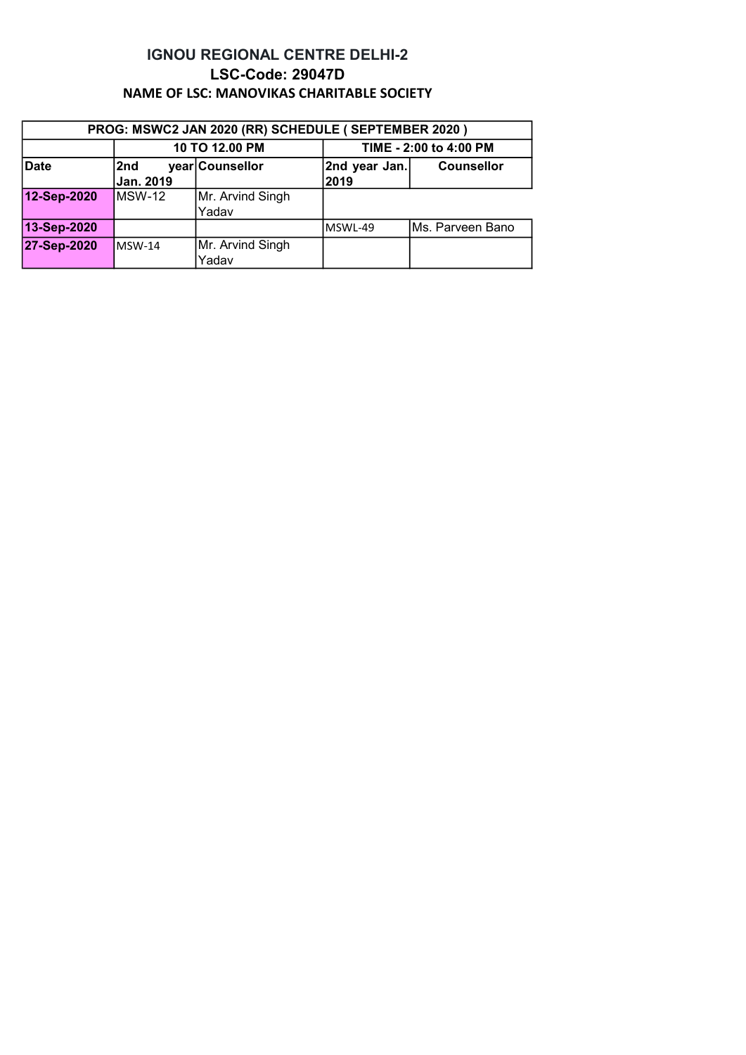# IGNOU REGIONAL CENTRE DELHI-2

## LSC-Code: 29047D

### NAME OF LSC: MANOVIKAS CHARITABLE SOCIETY

| PROG: MSWC2 JAN 2020 (RR) SCHEDULE ( SEPTEMBER 2020 ) | | | | |
|---|---|---|---|---|
| | 10 TO 12.00 PM | | TIME - 2:00 to 4:00 PM | |
| **Date** | **2nd year Jan. 2019** | **Counsellor** | **2nd year Jan. 2019** | **Counsellor** |
| **12-Sep-2020** | MSW-12 | Mr. Arvind Singh Yadav | | |
| **13-Sep-2020** | | | MSWL-49 | Ms. Parveen Bano |
| **27-Sep-2020** | MSW-14 | Mr. Arvind Singh Yadav | | |